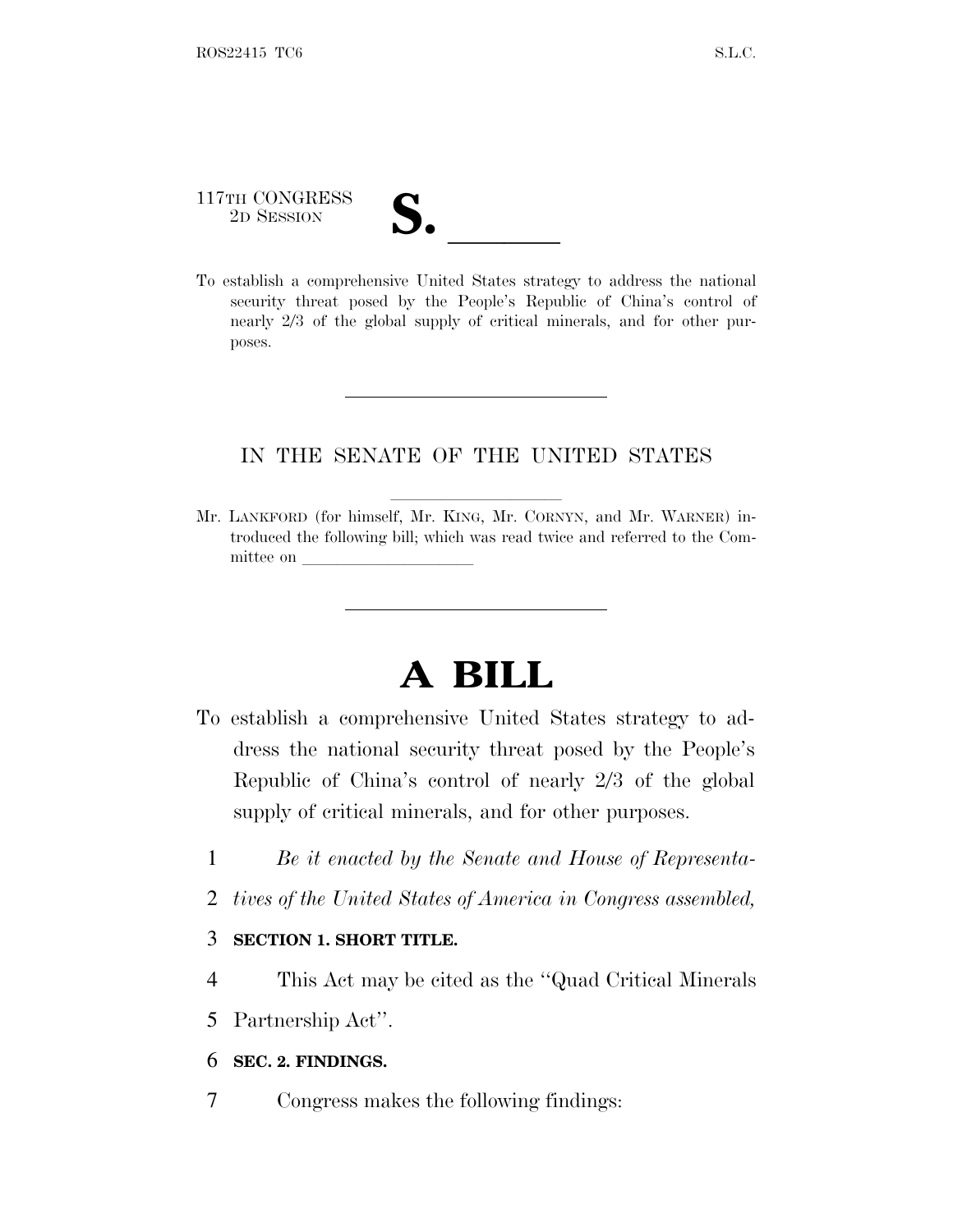117TH CONGRESS
2D SESSION

# S. \_\_\_\_\_\_

To establish a comprehensive United States strategy to address the national security threat posed by the People's Republic of China's control of nearly 2/3 of the global supply of critical minerals, and for other purposes.

---

IN THE SENATE OF THE UNITED STATES

Mr. LANKFORD (for himself, Mr. KING, Mr. CORNYN, and Mr. WARNER) introduced the following bill; which was read twice and referred to the Committee on \_\_\_\_\_\_\_\_\_\_\_\_\_\_\_\_\_\_\_\_

---

# A BILL

To establish a comprehensive United States strategy to address the national security threat posed by the People's Republic of China's control of nearly 2/3 of the global supply of critical minerals, and for other purposes.

1 *Be it enacted by the Senate and House of Representa-*
2 *tives of the United States of America in Congress assembled,*

3 **SECTION 1. SHORT TITLE.**

4 This Act may be cited as the "Quad Critical Minerals
5 Partnership Act".

6 **SEC. 2. FINDINGS.**

7 Congress makes the following findings: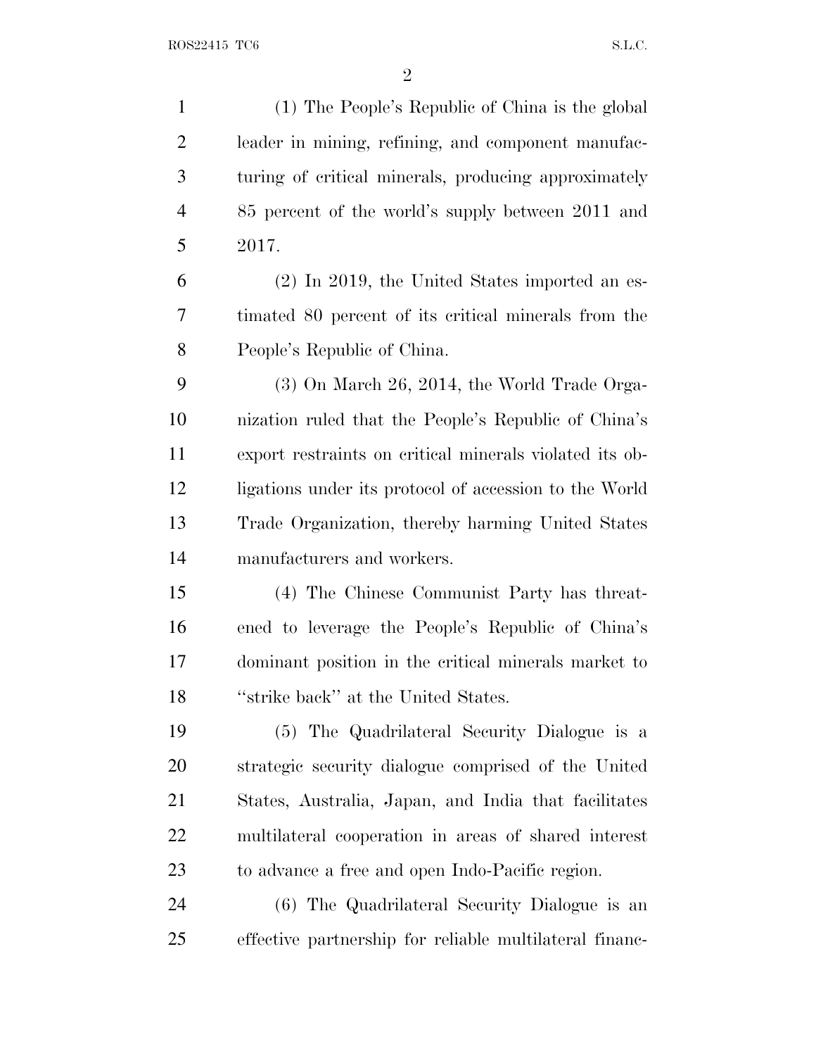(1) The People's Republic of China is the global leader in mining, refining, and component manufacturing of critical minerals, producing approximately 85 percent of the world's supply between 2011 and 2017.

(2) In 2019, the United States imported an estimated 80 percent of its critical minerals from the People's Republic of China.

(3) On March 26, 2014, the World Trade Organization ruled that the People's Republic of China's export restraints on critical minerals violated its obligations under its protocol of accession to the World Trade Organization, thereby harming United States manufacturers and workers.

(4) The Chinese Communist Party has threatened to leverage the People's Republic of China's dominant position in the critical minerals market to "strike back" at the United States.

(5) The Quadrilateral Security Dialogue is a strategic security dialogue comprised of the United States, Australia, Japan, and India that facilitates multilateral cooperation in areas of shared interest to advance a free and open Indo-Pacific region.

(6) The Quadrilateral Security Dialogue is an effective partnership for reliable multilateral financ-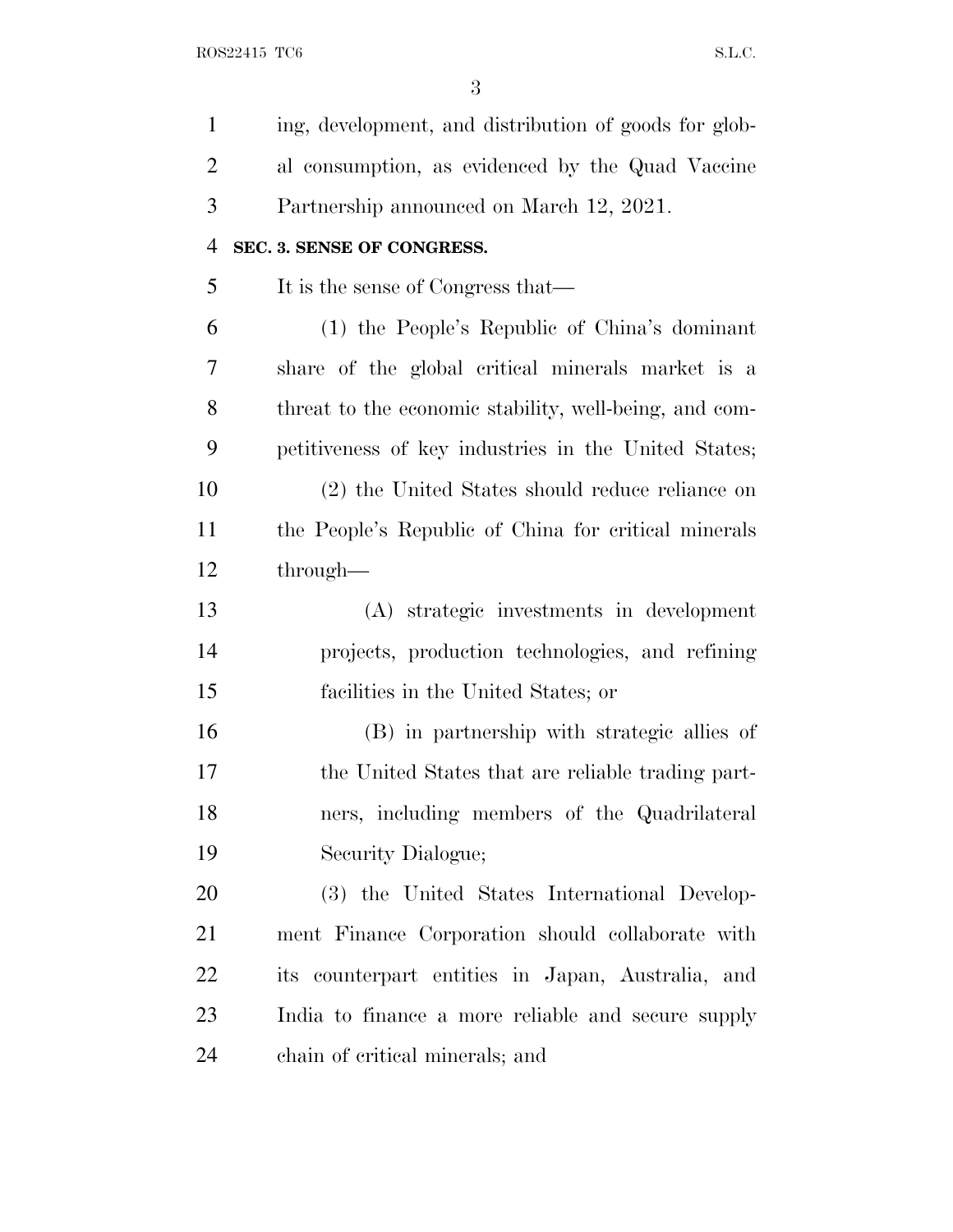ing, development, and distribution of goods for global consumption, as evidenced by the Quad Vaccine Partnership announced on March 12, 2021.

**SEC. 3. SENSE OF CONGRESS.**

It is the sense of Congress that—

(1) the People's Republic of China's dominant share of the global critical minerals market is a threat to the economic stability, well-being, and competitiveness of key industries in the United States;

(2) the United States should reduce reliance on the People's Republic of China for critical minerals through—

(A) strategic investments in development projects, production technologies, and refining facilities in the United States; or

(B) in partnership with strategic allies of the United States that are reliable trading partners, including members of the Quadrilateral Security Dialogue;

(3) the United States International Development Finance Corporation should collaborate with its counterpart entities in Japan, Australia, and India to finance a more reliable and secure supply chain of critical minerals; and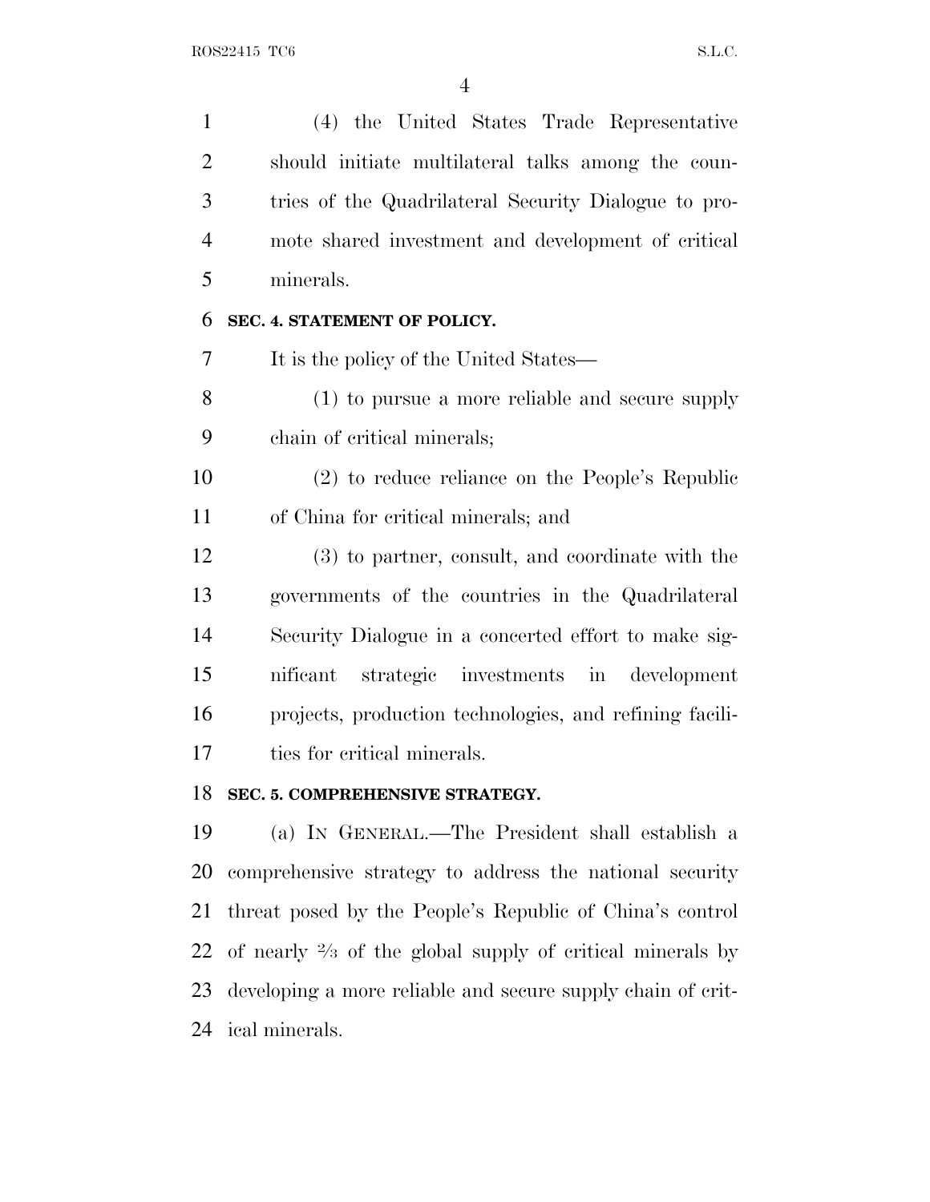(4) the United States Trade Representative should initiate multilateral talks among the countries of the Quadrilateral Security Dialogue to promote shared investment and development of critical minerals.

## SEC. 4. STATEMENT OF POLICY.

It is the policy of the United States—

(1) to pursue a more reliable and secure supply chain of critical minerals;

(2) to reduce reliance on the People's Republic of China for critical minerals; and

(3) to partner, consult, and coordinate with the governments of the countries in the Quadrilateral Security Dialogue in a concerted effort to make significant strategic investments in development projects, production technologies, and refining facilities for critical minerals.

## SEC. 5. COMPREHENSIVE STRATEGY.

(a) IN GENERAL.—The President shall establish a comprehensive strategy to address the national security threat posed by the People's Republic of China's control of nearly ⅔ of the global supply of critical minerals by developing a more reliable and secure supply chain of critical minerals.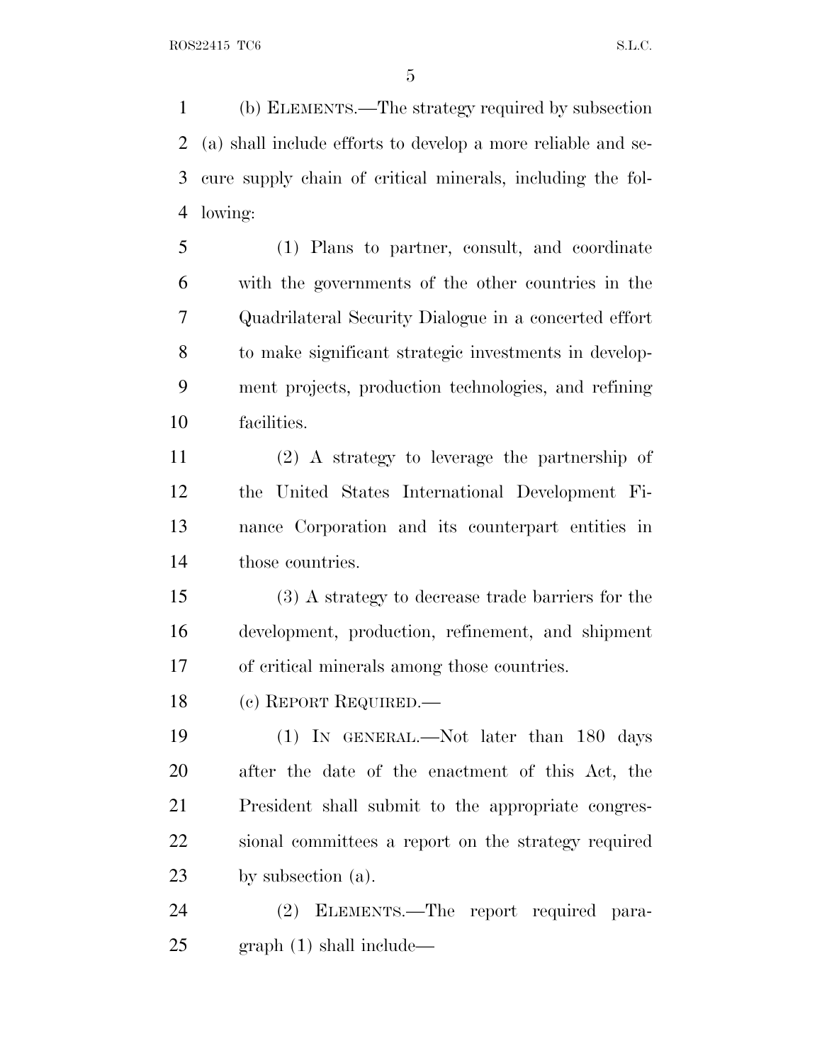(b) ELEMENTS.—The strategy required by subsection (a) shall include efforts to develop a more reliable and secure supply chain of critical minerals, including the following:

(1) Plans to partner, consult, and coordinate with the governments of the other countries in the Quadrilateral Security Dialogue in a concerted effort to make significant strategic investments in development projects, production technologies, and refining facilities.

(2) A strategy to leverage the partnership of the United States International Development Finance Corporation and its counterpart entities in those countries.

(3) A strategy to decrease trade barriers for the development, production, refinement, and shipment of critical minerals among those countries.

(c) REPORT REQUIRED.—

(1) IN GENERAL.—Not later than 180 days after the date of the enactment of this Act, the President shall submit to the appropriate congressional committees a report on the strategy required by subsection (a).

(2) ELEMENTS.—The report required paragraph (1) shall include—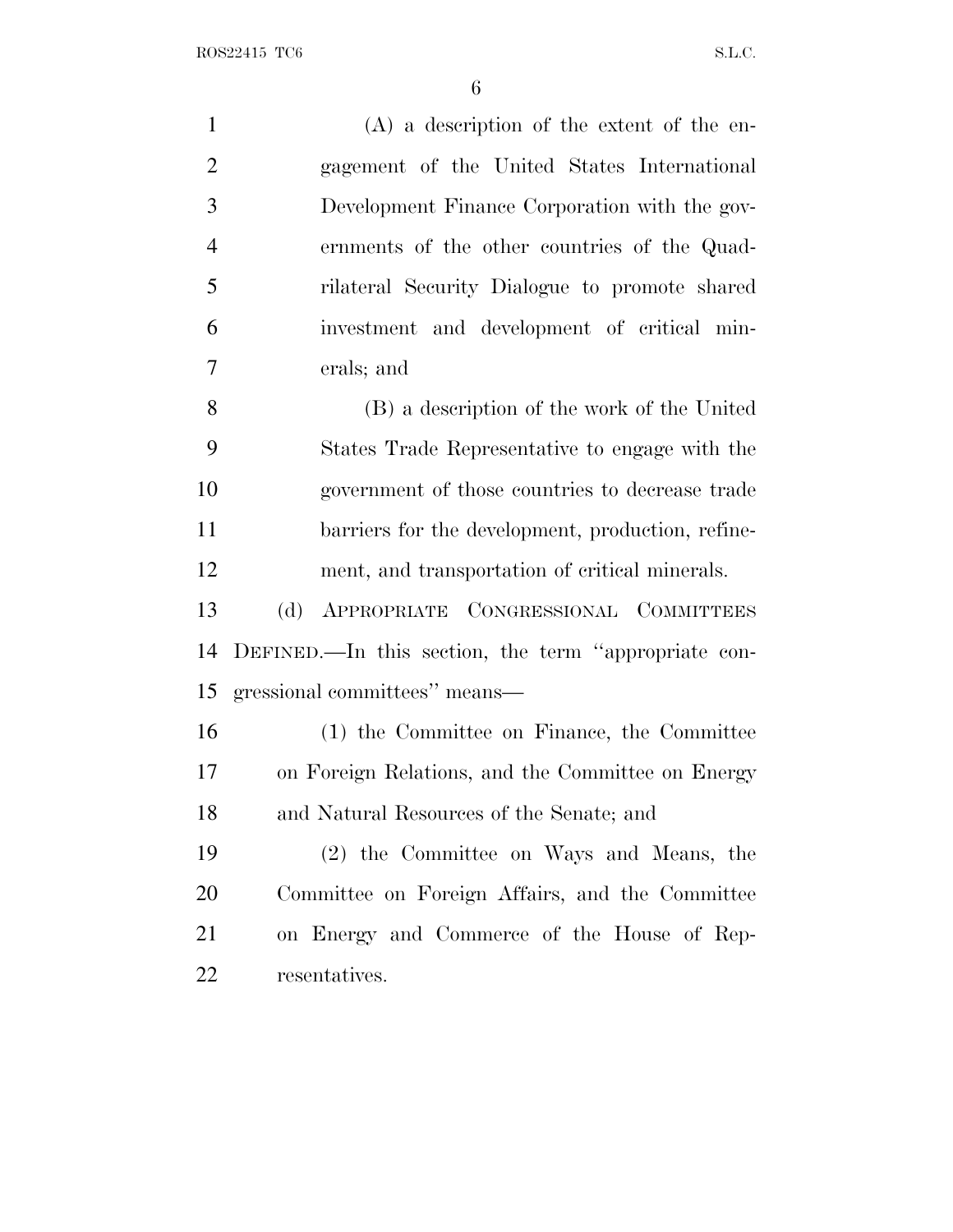(A) a description of the extent of the engagement of the United States International Development Finance Corporation with the governments of the other countries of the Quadrilateral Security Dialogue to promote shared investment and development of critical minerals; and

(B) a description of the work of the United States Trade Representative to engage with the government of those countries to decrease trade barriers for the development, production, refinement, and transportation of critical minerals.

(d) APPROPRIATE CONGRESSIONAL COMMITTEES DEFINED.—In this section, the term "appropriate congressional committees" means—

(1) the Committee on Finance, the Committee on Foreign Relations, and the Committee on Energy and Natural Resources of the Senate; and

(2) the Committee on Ways and Means, the Committee on Foreign Affairs, and the Committee on Energy and Commerce of the House of Representatives.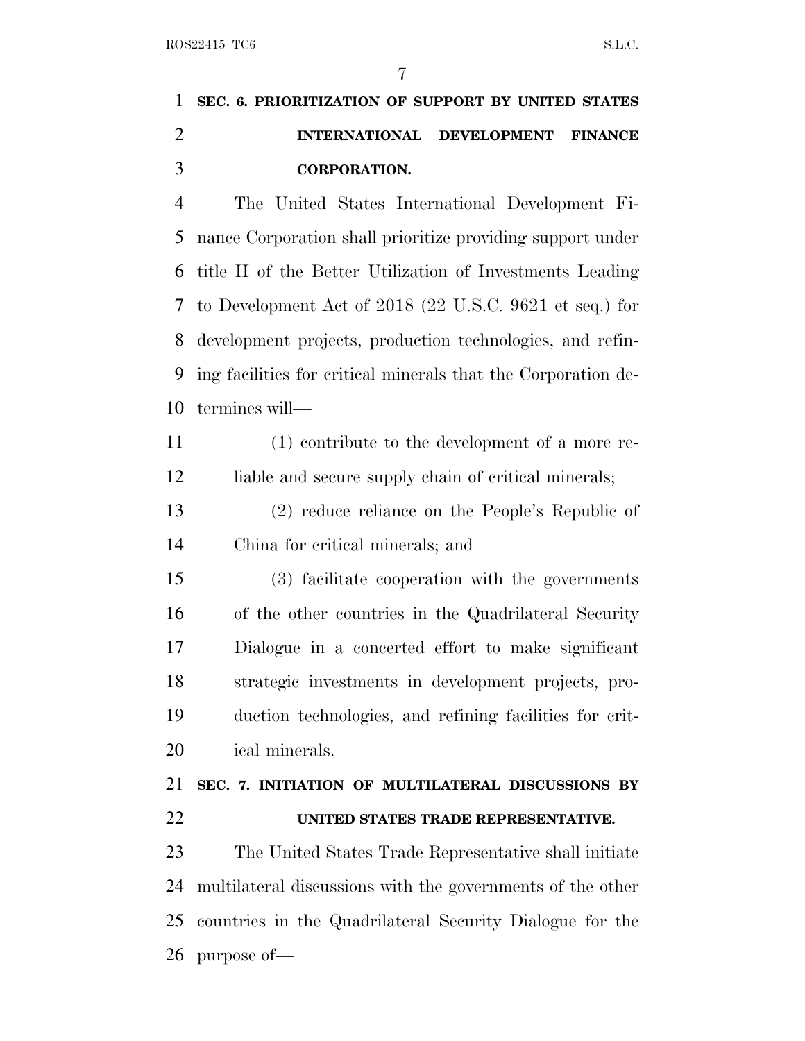## SEC. 6. PRIORITIZATION OF SUPPORT BY UNITED STATES INTERNATIONAL DEVELOPMENT FINANCE CORPORATION.

The United States International Development Finance Corporation shall prioritize providing support under title II of the Better Utilization of Investments Leading to Development Act of 2018 (22 U.S.C. 9621 et seq.) for development projects, production technologies, and refining facilities for critical minerals that the Corporation determines will—

(1) contribute to the development of a more reliable and secure supply chain of critical minerals;

(2) reduce reliance on the People's Republic of China for critical minerals; and

(3) facilitate cooperation with the governments of the other countries in the Quadrilateral Security Dialogue in a concerted effort to make significant strategic investments in development projects, production technologies, and refining facilities for critical minerals.

## SEC. 7. INITIATION OF MULTILATERAL DISCUSSIONS BY UNITED STATES TRADE REPRESENTATIVE.

The United States Trade Representative shall initiate multilateral discussions with the governments of the other countries in the Quadrilateral Security Dialogue for the purpose of—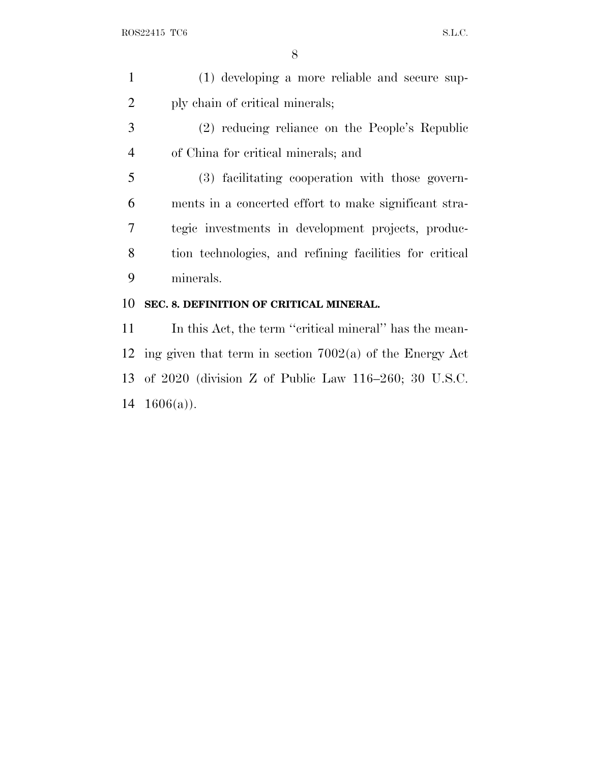(1) developing a more reliable and secure supply chain of critical minerals;

(2) reducing reliance on the People's Republic of China for critical minerals; and

(3) facilitating cooperation with those governments in a concerted effort to make significant strategic investments in development projects, production technologies, and refining facilities for critical minerals.

**SEC. 8. DEFINITION OF CRITICAL MINERAL.**

In this Act, the term ''critical mineral'' has the meaning given that term in section 7002(a) of the Energy Act of 2020 (division Z of Public Law 116–260; 30 U.S.C. 1606(a)).